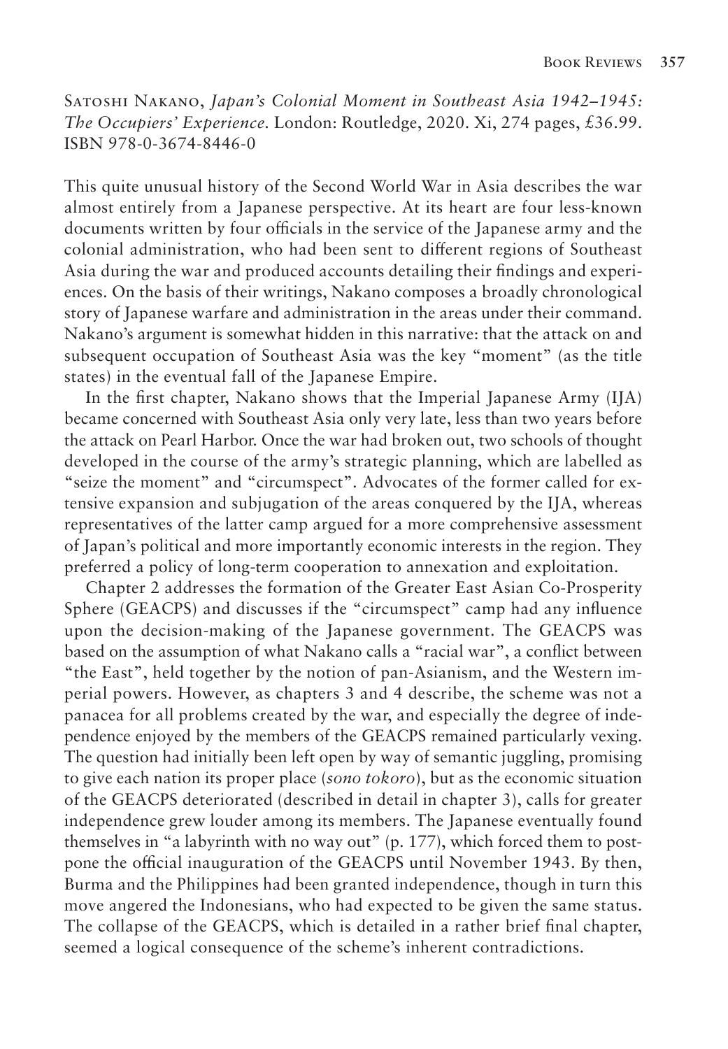Satoshi Nakano, *Japan's Colonial Moment in Southeast Asia 1942–1945: The Occupiers' Experience*. London: Routledge, 2020. Xi, 274 pages, £36.99. ISBN 978-0-3674-8446-0

This quite unusual history of the Second World War in Asia describes the war almost entirely from a Japanese perspective. At its heart are four less-known documents written by four officials in the service of the Japanese army and the colonial administration, who had been sent to different regions of Southeast Asia during the war and produced accounts detailing their findings and experiences. On the basis of their writings, Nakano composes a broadly chronological story of Japanese warfare and administration in the areas under their command. Nakano's argument is somewhat hidden in this narrative: that the attack on and subsequent occupation of Southeast Asia was the key "moment" (as the title states) in the eventual fall of the Japanese Empire.

In the first chapter, Nakano shows that the Imperial Japanese Army (IJA) became concerned with Southeast Asia only very late, less than two years before the attack on Pearl Harbor. Once the war had broken out, two schools of thought developed in the course of the army's strategic planning, which are labelled as "seize the moment" and "circumspect". Advocates of the former called for extensive expansion and subjugation of the areas conquered by the IJA, whereas representatives of the latter camp argued for a more comprehensive assessment of Japan's political and more importantly economic interests in the region. They preferred a policy of long-term cooperation to annexation and exploitation.

Chapter 2 addresses the formation of the Greater East Asian Co-Prosperity Sphere (GEACPS) and discusses if the "circumspect" camp had any influence upon the decision-making of the Japanese government. The GEACPS was based on the assumption of what Nakano calls a "racial war", a conflict between "the East", held together by the notion of pan-Asianism, and the Western imperial powers. However, as chapters 3 and 4 describe, the scheme was not a panacea for all problems created by the war, and especially the degree of independence enjoyed by the members of the GEACPS remained particularly vexing. The question had initially been left open by way of semantic juggling, promising to give each nation its proper place (*sono tokoro*), but as the economic situation of the GEACPS deteriorated (described in detail in chapter 3), calls for greater independence grew louder among its members. The Japanese eventually found themselves in "a labyrinth with no way out" (p. 177), which forced them to postpone the official inauguration of the GEACPS until November 1943. By then, Burma and the Philippines had been granted independence, though in turn this move angered the Indonesians, who had expected to be given the same status. The collapse of the GEACPS, which is detailed in a rather brief final chapter, seemed a logical consequence of the scheme's inherent contradictions.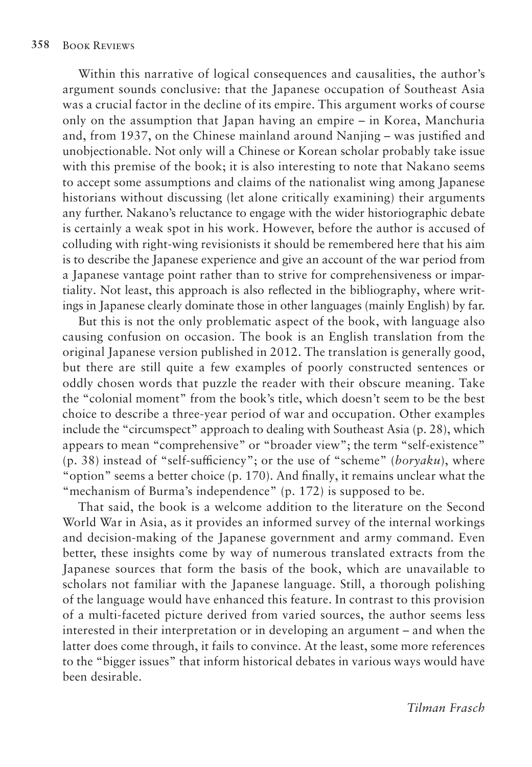Within this narrative of logical consequences and causalities, the author's argument sounds conclusive: that the Japanese occupation of Southeast Asia was a crucial factor in the decline of its empire. This argument works of course only on the assumption that Japan having an empire – in Korea, Manchuria and, from 1937, on the Chinese mainland around Nanjing – was justified and unobjectionable. Not only will a Chinese or Korean scholar probably take issue with this premise of the book; it is also interesting to note that Nakano seems to accept some assumptions and claims of the nationalist wing among Japanese historians without discussing (let alone critically examining) their arguments any further. Nakano's reluctance to engage with the wider historiographic debate is certainly a weak spot in his work. However, before the author is accused of colluding with right-wing revisionists it should be remembered here that his aim is to describe the Japanese experience and give an account of the war period from a Japanese vantage point rather than to strive for comprehensiveness or impartiality. Not least, this approach is also reflected in the bibliography, where writings in Japanese clearly dominate those in other languages (mainly English) by far.

But this is not the only problematic aspect of the book, with language also causing confusion on occasion. The book is an English translation from the original Japanese version published in 2012. The translation is generally good, but there are still quite a few examples of poorly constructed sentences or oddly chosen words that puzzle the reader with their obscure meaning. Take the "colonial moment" from the book's title, which doesn't seem to be the best choice to describe a three-year period of war and occupation. Other examples include the "circumspect" approach to dealing with Southeast Asia (p. 28), which appears to mean "comprehensive" or "broader view"; the term "self-existence" (p. 38) instead of "self-sufficiency"; or the use of "scheme" (*boryaku*), where "option" seems a better choice (p. 170). And finally, it remains unclear what the "mechanism of Burma's independence" (p. 172) is supposed to be.

That said, the book is a welcome addition to the literature on the Second World War in Asia, as it provides an informed survey of the internal workings and decision-making of the Japanese government and army command. Even better, these insights come by way of numerous translated extracts from the Japanese sources that form the basis of the book, which are unavailable to scholars not familiar with the Japanese language. Still, a thorough polishing of the language would have enhanced this feature. In contrast to this provision of a multi-faceted picture derived from varied sources, the author seems less interested in their interpretation or in developing an argument – and when the latter does come through, it fails to convince. At the least, some more references to the "bigger issues" that inform historical debates in various ways would have been desirable.

*Tilman Frasch*